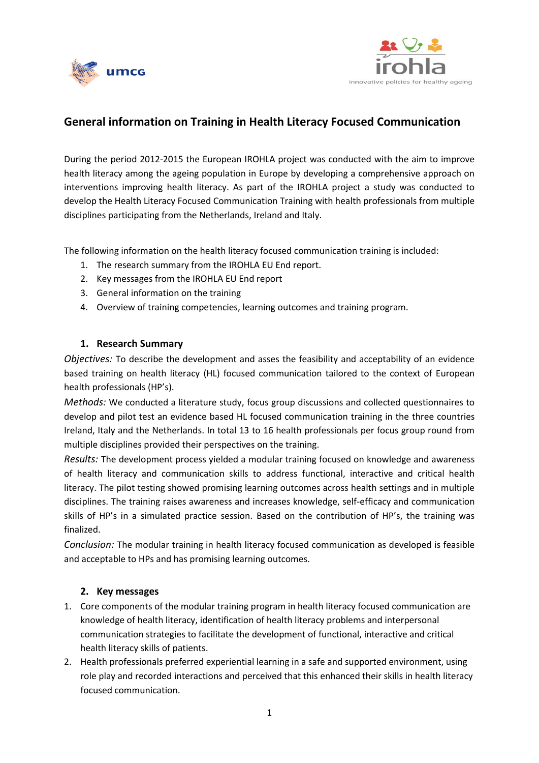# General information on Training in Health Literacy Focused Communication

During the period 2012-2015 the European IROHLA project was conducted with the aim to improve health literacy among the ageing population in Europe by developing a comprehensive approach on interventions improving health literacy. As part of the IROHLA project a study was conducted to develop the Health Literacy Focused Communication Training with health professionals from multiple disciplines participating from the Netherlands, Ireland and Italy.

The following information on the health literacy focused communication training is included:

1. The research summary from the IROHLA EU End report.
2. Key messages from the IROHLA EU End report
3. General information on the training
4. Overview of training competencies, learning outcomes and training program.

## 1. Research Summary

*Objectives:* To describe the development and asses the feasibility and acceptability of an evidence based training on health literacy (HL) focused communication tailored to the context of European health professionals (HP's).

*Methods:* We conducted a literature study, focus group discussions and collected questionnaires to develop and pilot test an evidence based HL focused communication training in the three countries Ireland, Italy and the Netherlands. In total 13 to 16 health professionals per focus group round from multiple disciplines provided their perspectives on the training.

*Results:* The development process yielded a modular training focused on knowledge and awareness of health literacy and communication skills to address functional, interactive and critical health literacy. The pilot testing showed promising learning outcomes across health settings and in multiple disciplines. The training raises awareness and increases knowledge, self-efficacy and communication skills of HP's in a simulated practice session. Based on the contribution of HP's, the training was finalized.

*Conclusion:* The modular training in health literacy focused communication as developed is feasible and acceptable to HPs and has promising learning outcomes.

## 2. Key messages

1. Core components of the modular training program in health literacy focused communication are knowledge of health literacy, identification of health literacy problems and interpersonal communication strategies to facilitate the development of functional, interactive and critical health literacy skills of patients.
2. Health professionals preferred experiential learning in a safe and supported environment, using role play and recorded interactions and perceived that this enhanced their skills in health literacy focused communication.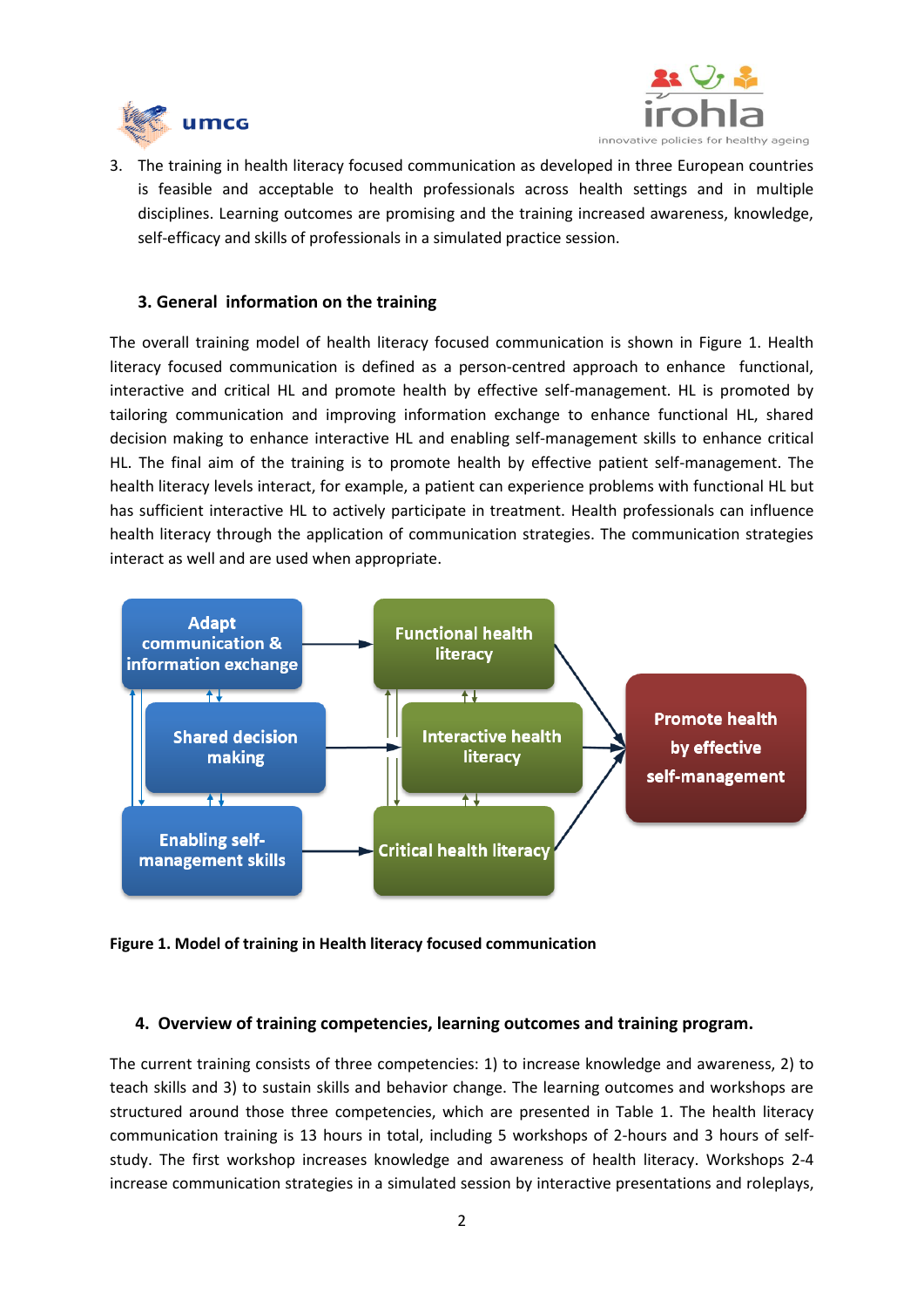3. The training in health literacy focused communication as developed in three European countries is feasible and acceptable to health professionals across health settings and in multiple disciplines. Learning outcomes are promising and the training increased awareness, knowledge, self-efficacy and skills of professionals in a simulated practice session.

## 3. General information on the training

The overall training model of health literacy focused communication is shown in Figure 1. Health literacy focused communication is defined as a person-centred approach to enhance functional, interactive and critical HL and promote health by effective self-management. HL is promoted by tailoring communication and improving information exchange to enhance functional HL, shared decision making to enhance interactive HL and enabling self-management skills to enhance critical HL. The final aim of the training is to promote health by effective patient self-management. The health literacy levels interact, for example, a patient can experience problems with functional HL but has sufficient interactive HL to actively participate in treatment. Health professionals can influence health literacy through the application of communication strategies. The communication strategies interact as well and are used when appropriate.

Adapt communication & information exchange → Functional health literacy

Shared decision making → Interactive health literacy

Enabling self-management skills → Critical health literacy

Functional health literacy / Interactive health literacy / Critical health literacy → Promote health by effective self-management

**Figure 1. Model of training in Health literacy focused communication**

## 4. Overview of training competencies, learning outcomes and training program.

The current training consists of three competencies: 1) to increase knowledge and awareness, 2) to teach skills and 3) to sustain skills and behavior change. The learning outcomes and workshops are structured around those three competencies, which are presented in Table 1. The health literacy communication training is 13 hours in total, including 5 workshops of 2-hours and 3 hours of self-study. The first workshop increases knowledge and awareness of health literacy. Workshops 2-4 increase communication strategies in a simulated session by interactive presentations and roleplays,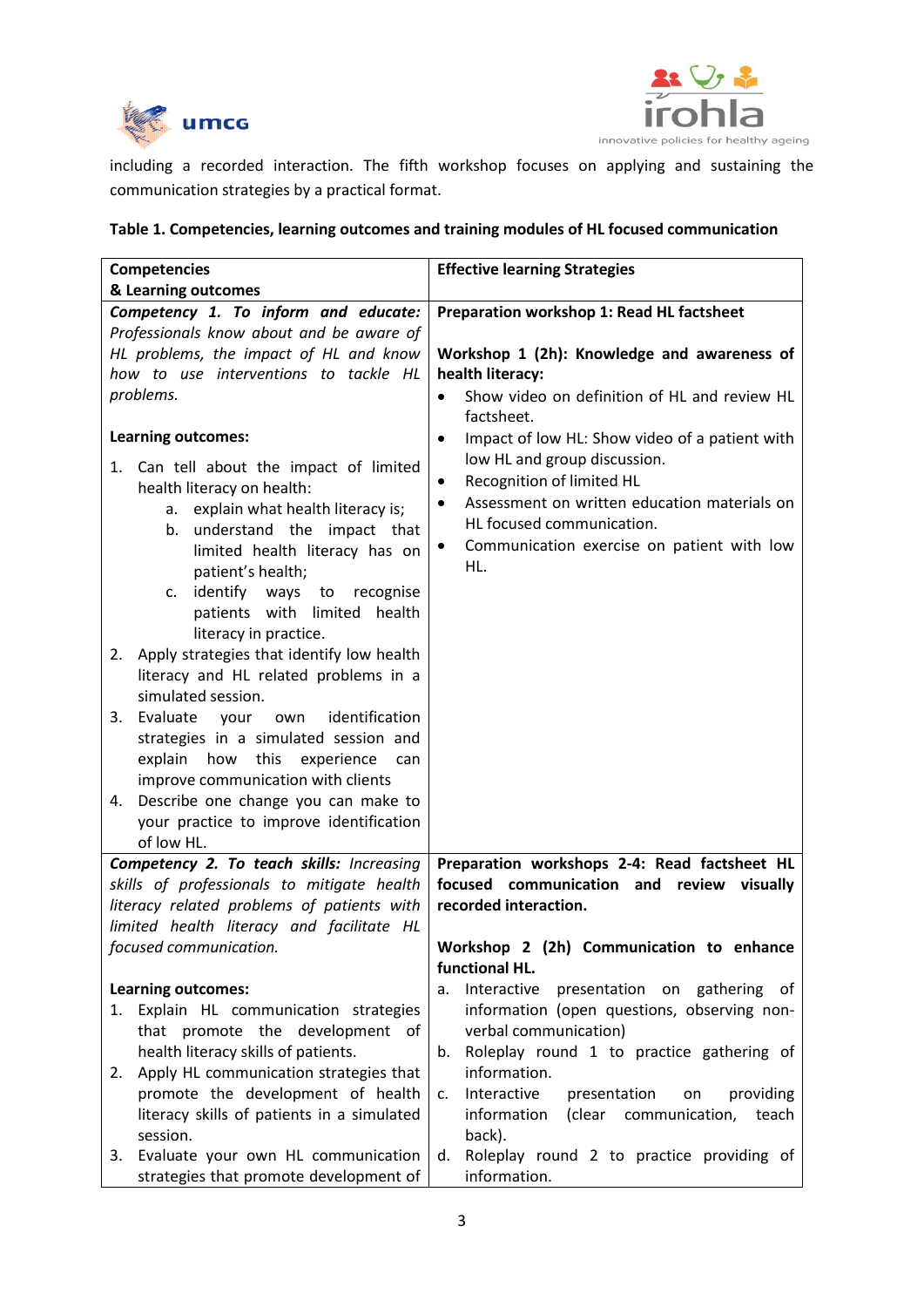including a recorded interaction. The fifth workshop focuses on applying and sustaining the communication strategies by a practical format.

**Table 1. Competencies, learning outcomes and training modules of HL focused communication**

| **Competencies & Learning outcomes** | **Effective learning Strategies** |
|---|---|
| ***Competency 1. To inform and educate:*** *Professionals know about and be aware of HL problems, the impact of HL and know how to use interventions to tackle HL problems.*<br><br>**Learning outcomes:**<br>1. Can tell about the impact of limited health literacy on health:<br>a. explain what health literacy is;<br>b. understand the impact that limited health literacy has on patient's health;<br>c. identify ways to recognise patients with limited health literacy in practice.<br>2. Apply strategies that identify low health literacy and HL related problems in a simulated session.<br>3. Evaluate your own identification strategies in a simulated session and explain how this experience can improve communication with clients<br>4. Describe one change you can make to your practice to improve identification of low HL. | **Preparation workshop 1: Read HL factsheet**<br><br>**Workshop 1 (2h): Knowledge and awareness of health literacy:**<br>• Show video on definition of HL and review HL factsheet.<br>• Impact of low HL: Show video of a patient with low HL and group discussion.<br>• Recognition of limited HL<br>• Assessment on written education materials on HL focused communication.<br>• Communication exercise on patient with low HL. |
| ***Competency 2. To teach skills:*** *Increasing skills of professionals to mitigate health literacy related problems of patients with limited health literacy and facilitate HL focused communication.*<br><br>**Learning outcomes:**<br>1. Explain HL communication strategies that promote the development of health literacy skills of patients.<br>2. Apply HL communication strategies that promote the development of health literacy skills of patients in a simulated session.<br>3. Evaluate your own HL communication strategies that promote development of | **Preparation workshops 2-4: Read factsheet HL focused communication and review visually recorded interaction.**<br><br>**Workshop 2 (2h) Communication to enhance functional HL.**<br>a. Interactive presentation on gathering of information (open questions, observing non-verbal communication)<br>b. Roleplay round 1 to practice gathering of information.<br>c. Interactive presentation on providing information (clear communication, teach back).<br>d. Roleplay round 2 to practice providing of information. |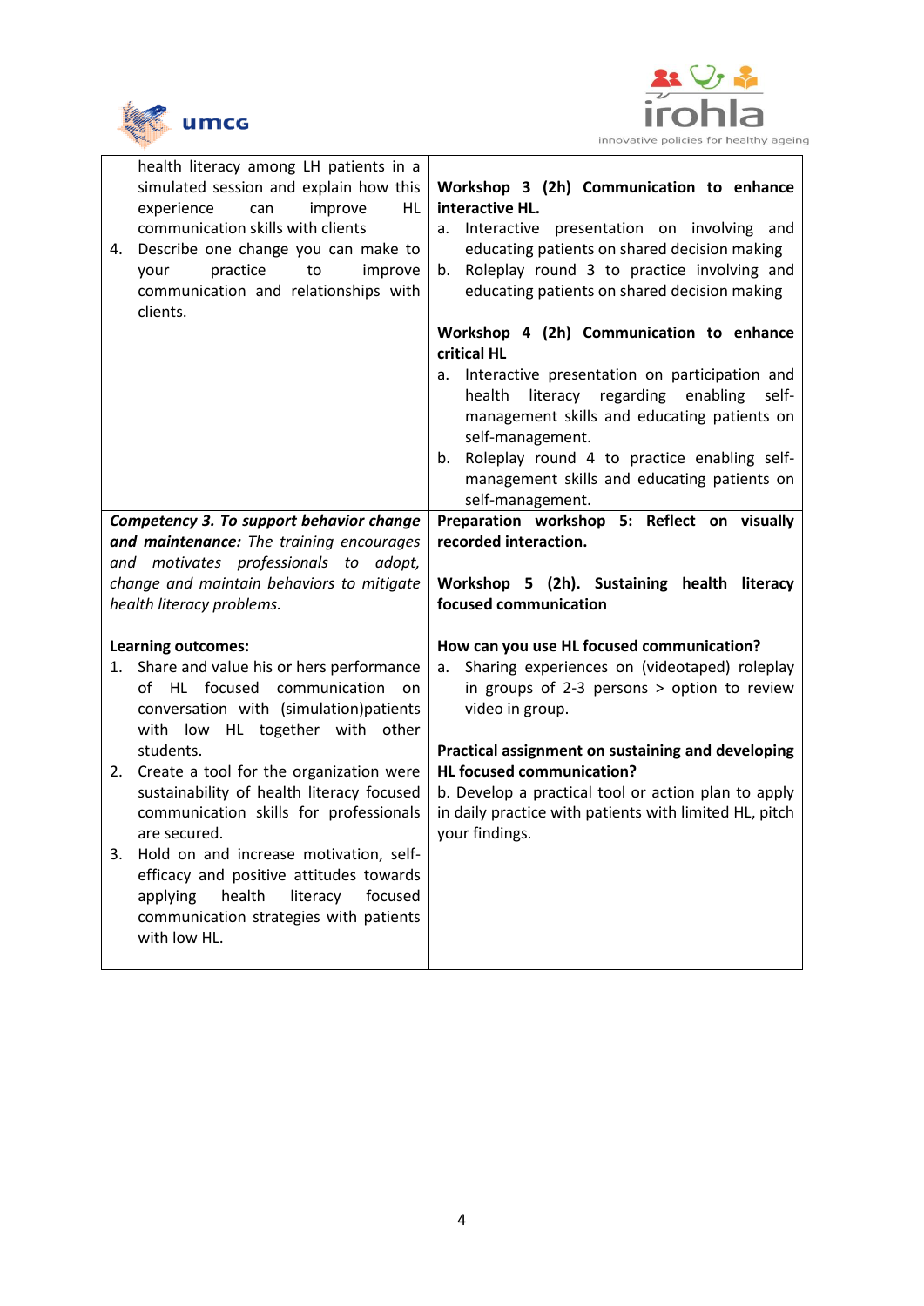| | |
|---|---|
| health literacy among LH patients in a simulated session and explain how this experience can improve HL communication skills with clients<br>4. Describe one change you can make to your practice to improve communication and relationships with clients. | **Workshop 3 (2h) Communication to enhance interactive HL.**<br>a. Interactive presentation on involving and educating patients on shared decision making<br>b. Roleplay round 3 to practice involving and educating patients on shared decision making<br><br>**Workshop 4 (2h) Communication to enhance critical HL**<br>a. Interactive presentation on participation and health literacy regarding enabling self-management skills and educating patients on self-management.<br>b. Roleplay round 4 to practice enabling self-management skills and educating patients on self-management. |
| ***Competency 3. To support behavior change and maintenance:*** *The training encourages and motivates professionals to adopt, change and maintain behaviors to mitigate health literacy problems.*<br><br>**Learning outcomes:**<br>1. Share and value his or hers performance of HL focused communication on conversation with (simulation)patients with low HL together with other students.<br>2. Create a tool for the organization were sustainability of health literacy focused communication skills for professionals are secured.<br>3. Hold on and increase motivation, self-efficacy and positive attitudes towards applying health literacy focused communication strategies with patients with low HL. | **Preparation workshop 5: Reflect on visually recorded interaction.**<br><br>**Workshop 5 (2h). Sustaining health literacy focused communication**<br><br>**How can you use HL focused communication?**<br>a. Sharing experiences on (videotaped) roleplay in groups of 2-3 persons > option to review video in group.<br><br>**Practical assignment on sustaining and developing HL focused communication?**<br>b. Develop a practical tool or action plan to apply in daily practice with patients with limited HL, pitch your findings. |